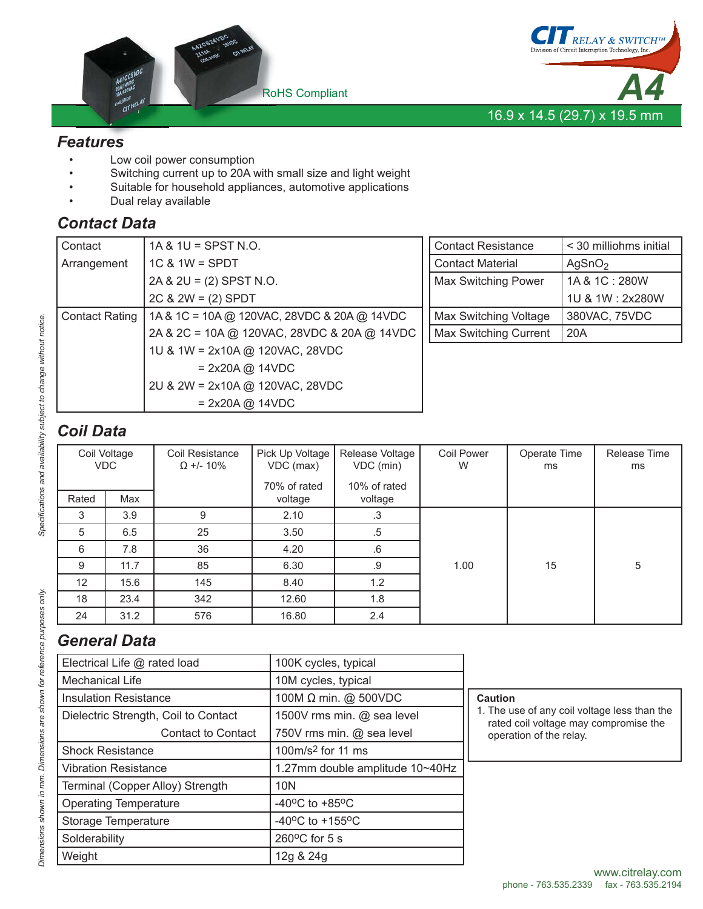CIT RELAY & SWITCH™
Division of Circuit Interruption Technology, Inc.

RoHS Compliant

# A4

16.9 x 14.5 (29.7) x 19.5 mm

## Features

- Low coil power consumption
- Switching current up to 20A with small size and light weight
- Suitable for household appliances, automotive applications
- Dual relay available

## Contact Data

| | |
|---|---|
| Contact Arrangement | 1A & 1U = SPST N.O. |
| | 1C & 1W = SPDT |
| | 2A & 2U = (2) SPST N.O. |
| | 2C & 2W = (2) SPDT |
| Contact Rating | 1A & 1C = 10A @ 120VAC, 28VDC & 20A @ 14VDC |
| | 2A & 2C = 10A @ 120VAC, 28VDC & 20A @ 14VDC |
| | 1U & 1W = 2x10A @ 120VAC, 28VDC |
| | = 2x20A @ 14VDC |
| | 2U & 2W = 2x10A @ 120VAC, 28VDC |
| | = 2x20A @ 14VDC |

| | |
|---|---|
| Contact Resistance | < 30 milliohms initial |
| Contact Material | $AgSnO_2$ |
| Max Switching Power | 1A & 1C : 280W |
| | 1U & 1W : 2x280W |
| Max Switching Voltage | 380VAC, 75VDC |
| Max Switching Current | 20A |

## Coil Data

| Coil Voltage VDC | | Coil Resistance Ω +/- 10% | Pick Up Voltage VDC (max) 70% of rated voltage | Release Voltage VDC (min) 10% of rated voltage | Coil Power W | Operate Time ms | Release Time ms |
|---|---|---|---|---|---|---|---|
| Rated | Max | | | | | | |
| 3 | 3.9 | 9 | 2.10 | .3 | 1.00 | 15 | 5 |
| 5 | 6.5 | 25 | 3.50 | .5 | | | |
| 6 | 7.8 | 36 | 4.20 | .6 | | | |
| 9 | 11.7 | 85 | 6.30 | .9 | | | |
| 12 | 15.6 | 145 | 8.40 | 1.2 | | | |
| 18 | 23.4 | 342 | 12.60 | 1.8 | | | |
| 24 | 31.2 | 576 | 16.80 | 2.4 | | | |

## General Data

| | |
|---|---|
| Electrical Life @ rated load | 100K cycles, typical |
| Mechanical Life | 10M cycles, typical |
| Insulation Resistance | 100M Ω min. @ 500VDC |
| Dielectric Strength, Coil to Contact | 1500V rms min. @ sea level |
| Contact to Contact | 750V rms min. @ sea level |
| Shock Resistance | 100m/s$^2$ for 11 ms |
| Vibration Resistance | 1.27mm double amplitude 10~40Hz |
| Terminal (Copper Alloy) Strength | 10N |
| Operating Temperature | -40°C to +85°C |
| Storage Temperature | -40°C to +155°C |
| Solderability | 260°C for 5 s |
| Weight | 12g & 24g |

**Caution**

1. The use of any coil voltage less than the rated coil voltage may compromise the operation of the relay.

*Dimensions shown in mm. Dimensions are shown for reference purposes only.*

*Specifications and availability subject to change without notice.*

www.citrelay.com
phone - 763.535.2339 fax - 763.535.2194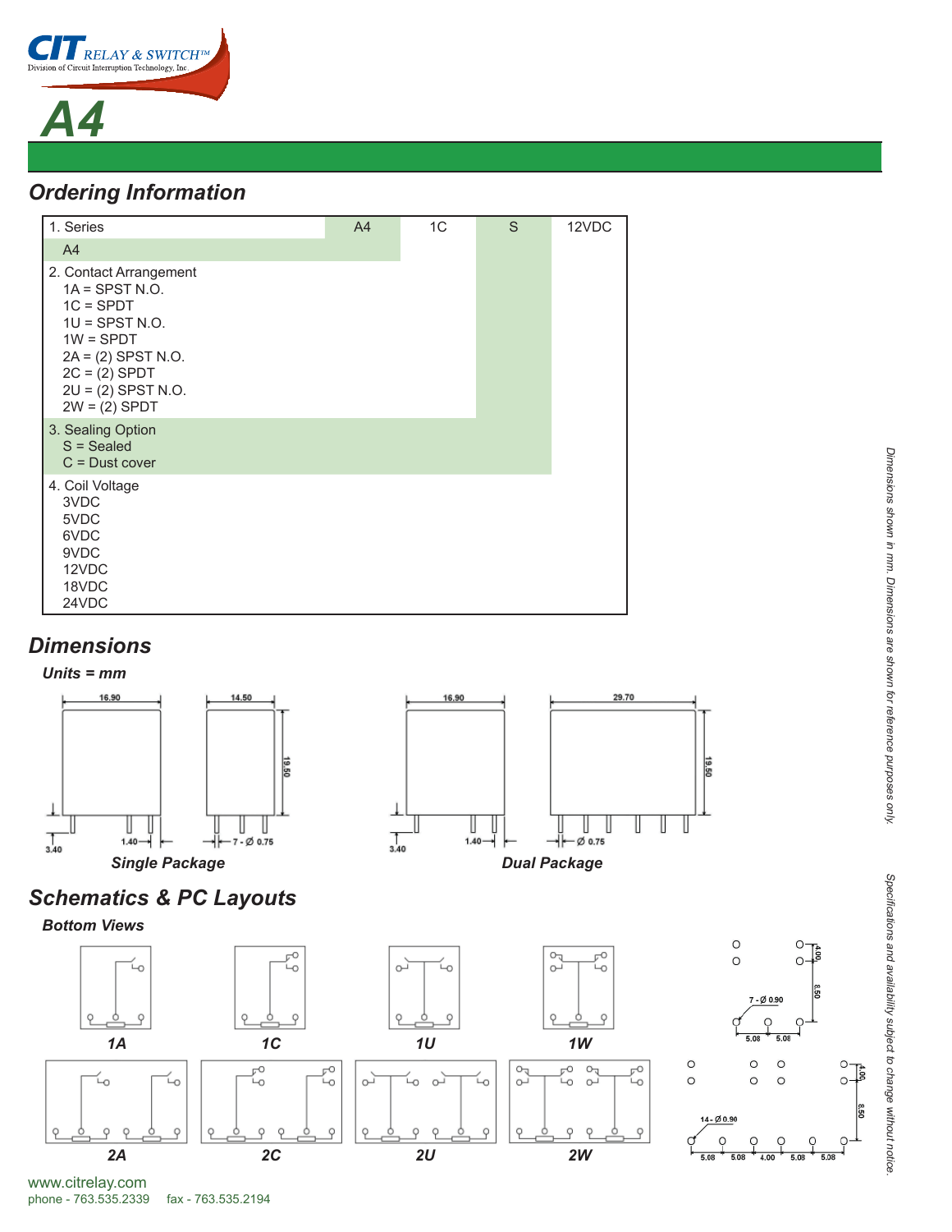# A4

## Ordering Information

| 1. Series | A4 | 1C | S | 12VDC |
|---|---|---|---|---|
| A4 | | | | |
| 2. Contact Arrangement<br>1A = SPST N.O.<br>1C = SPDT<br>1U = SPST N.O.<br>1W = SPDT<br>2A = (2) SPST N.O.<br>2C = (2) SPDT<br>2U = (2) SPST N.O.<br>2W = (2) SPDT | | | | |
| 3. Sealing Option<br>S = Sealed<br>C = Dust cover | | | | |
| 4. Coil Voltage<br>3VDC<br>5VDC<br>6VDC<br>9VDC<br>12VDC<br>18VDC<br>24VDC | | | | |

## Dimensions

**Units = mm**

16.90
14.50
19.50
3.40
1.40
7 - Ø 0.75

**Single Package**

16.90
29.70
19.50
3.40
1.40
Ø 0.75

**Dual Package**

## Schematics & PC Layouts

**Bottom Views**

**1A** **1C** **1U** **1W**

**2A** **2C** **2U** **2W**

4.00
8.50
7 - Ø 0.90
5.08 5.08

4.00
8.50
14 - Ø 0.90
5.08 5.08 4.00 5.08 5.08

*Dimensions shown in mm. Dimensions are shown for reference purposes only.*

*Specifications and availability subject to change without notice.*